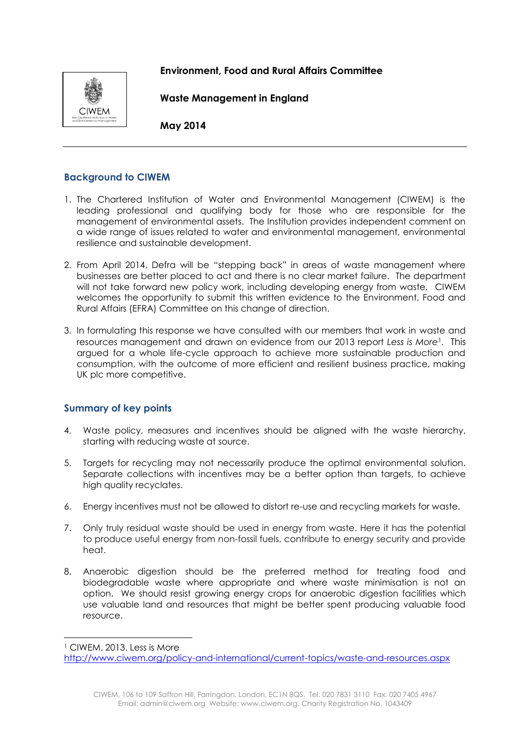**Environment, Food and Rural Affairs Committee**

**Waste Management in England**

**May 2014**

---

## Background to CIWEM

1. The Chartered Institution of Water and Environmental Management (CIWEM) is the leading professional and qualifying body for those who are responsible for the management of environmental assets. The Institution provides independent comment on a wide range of issues related to water and environmental management, environmental resilience and sustainable development.

2. From April 2014, Defra will be "stepping back" in areas of waste management where businesses are better placed to act and there is no clear market failure. The department will not take forward new policy work, including developing energy from waste. CIWEM welcomes the opportunity to submit this written evidence to the Environment, Food and Rural Affairs (EFRA) Committee on this change of direction.

3. In formulating this response we have consulted with our members that work in waste and resources management and drawn on evidence from our 2013 report *Less is More*[1]. This argued for a whole life-cycle approach to achieve more sustainable production and consumption, with the outcome of more efficient and resilient business practice, making UK plc more competitive.

## Summary of key points

4. Waste policy, measures and incentives should be aligned with the waste hierarchy, starting with reducing waste at source.

5. Targets for recycling may not necessarily produce the optimal environmental solution. Separate collections with incentives may be a better option than targets, to achieve high quality recyclates.

6. Energy incentives must not be allowed to distort re-use and recycling markets for waste.

7. Only truly residual waste should be used in energy from waste. Here it has the potential to produce useful energy from non-fossil fuels, contribute to energy security and provide heat.

8. Anaerobic digestion should be the preferred method for treating food and biodegradable waste where appropriate and where waste minimisation is not an option. We should resist growing energy crops for anaerobic digestion facilities which use valuable land and resources that might be better spent producing valuable food resource.

---

[1] CIWEM. 2013. Less is More
http://www.ciwem.org/policy-and-international/current-topics/waste-and-resources.aspx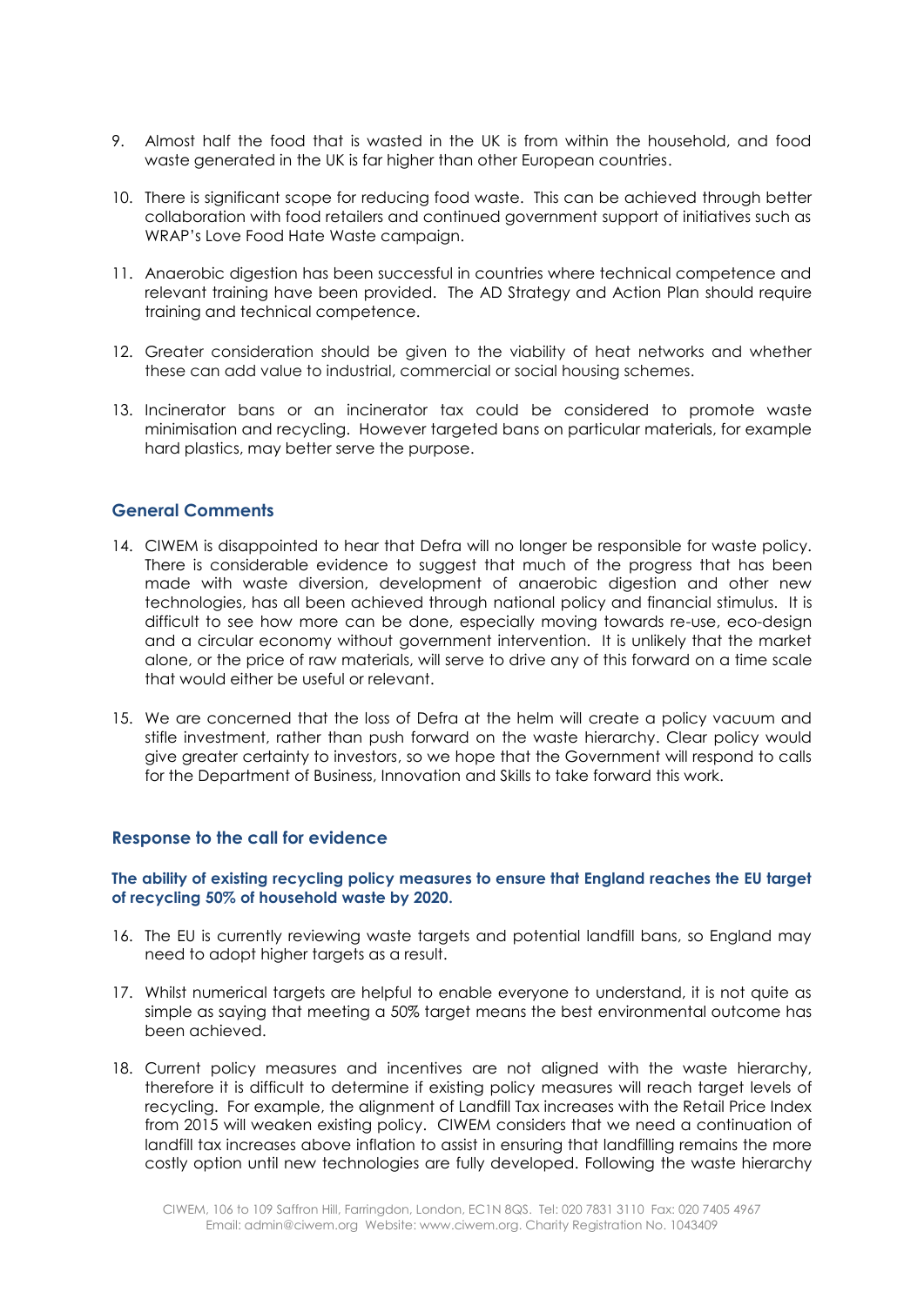9. Almost half the food that is wasted in the UK is from within the household, and food waste generated in the UK is far higher than other European countries.

10. There is significant scope for reducing food waste. This can be achieved through better collaboration with food retailers and continued government support of initiatives such as WRAP's Love Food Hate Waste campaign.

11. Anaerobic digestion has been successful in countries where technical competence and relevant training have been provided. The AD Strategy and Action Plan should require training and technical competence.

12. Greater consideration should be given to the viability of heat networks and whether these can add value to industrial, commercial or social housing schemes.

13. Incinerator bans or an incinerator tax could be considered to promote waste minimisation and recycling. However targeted bans on particular materials, for example hard plastics, may better serve the purpose.

## General Comments

14. CIWEM is disappointed to hear that Defra will no longer be responsible for waste policy. There is considerable evidence to suggest that much of the progress that has been made with waste diversion, development of anaerobic digestion and other new technologies, has all been achieved through national policy and financial stimulus. It is difficult to see how more can be done, especially moving towards re-use, eco-design and a circular economy without government intervention. It is unlikely that the market alone, or the price of raw materials, will serve to drive any of this forward on a time scale that would either be useful or relevant.

15. We are concerned that the loss of Defra at the helm will create a policy vacuum and stifle investment, rather than push forward on the waste hierarchy. Clear policy would give greater certainty to investors, so we hope that the Government will respond to calls for the Department of Business, Innovation and Skills to take forward this work.

## Response to the call for evidence

### The ability of existing recycling policy measures to ensure that England reaches the EU target of recycling 50% of household waste by 2020.

16. The EU is currently reviewing waste targets and potential landfill bans, so England may need to adopt higher targets as a result.

17. Whilst numerical targets are helpful to enable everyone to understand, it is not quite as simple as saying that meeting a 50% target means the best environmental outcome has been achieved.

18. Current policy measures and incentives are not aligned with the waste hierarchy, therefore it is difficult to determine if existing policy measures will reach target levels of recycling. For example, the alignment of Landfill Tax increases with the Retail Price Index from 2015 will weaken existing policy. CIWEM considers that we need a continuation of landfill tax increases above inflation to assist in ensuring that landfilling remains the more costly option until new technologies are fully developed. Following the waste hierarchy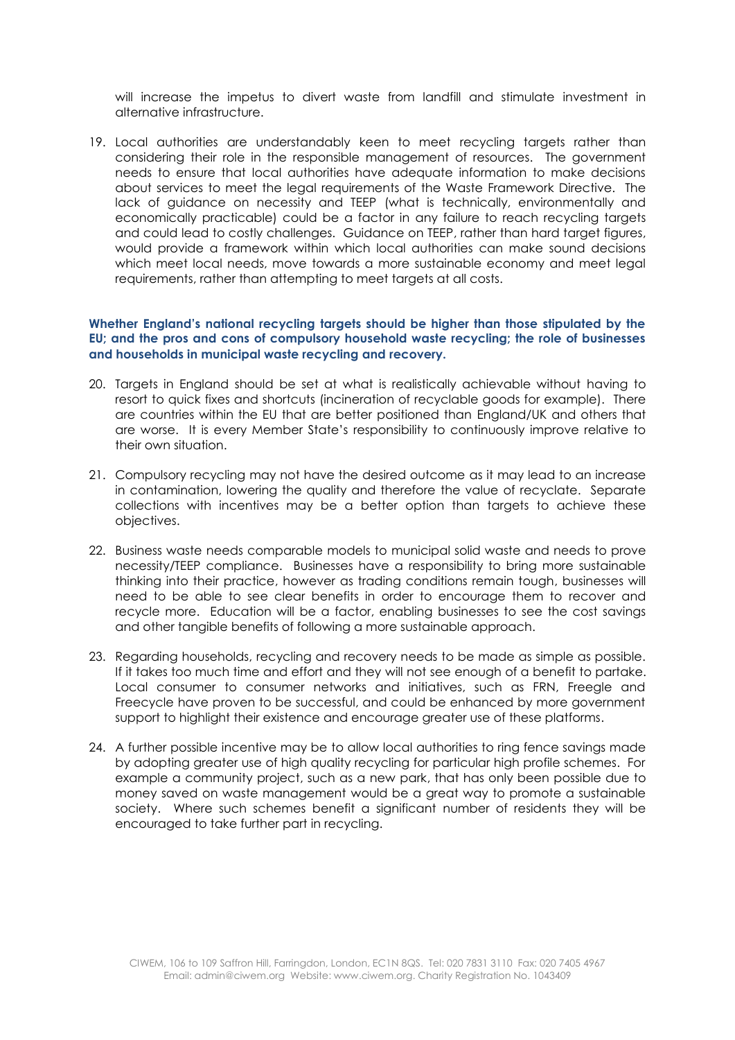will increase the impetus to divert waste from landfill and stimulate investment in alternative infrastructure.

19. Local authorities are understandably keen to meet recycling targets rather than considering their role in the responsible management of resources. The government needs to ensure that local authorities have adequate information to make decisions about services to meet the legal requirements of the Waste Framework Directive. The lack of guidance on necessity and TEEP (what is technically, environmentally and economically practicable) could be a factor in any failure to reach recycling targets and could lead to costly challenges. Guidance on TEEP, rather than hard target figures, would provide a framework within which local authorities can make sound decisions which meet local needs, move towards a more sustainable economy and meet legal requirements, rather than attempting to meet targets at all costs.

**Whether England's national recycling targets should be higher than those stipulated by the EU; and the pros and cons of compulsory household waste recycling; the role of businesses and households in municipal waste recycling and recovery.**

20. Targets in England should be set at what is realistically achievable without having to resort to quick fixes and shortcuts (incineration of recyclable goods for example). There are countries within the EU that are better positioned than England/UK and others that are worse. It is every Member State's responsibility to continuously improve relative to their own situation.

21. Compulsory recycling may not have the desired outcome as it may lead to an increase in contamination, lowering the quality and therefore the value of recyclate. Separate collections with incentives may be a better option than targets to achieve these objectives.

22. Business waste needs comparable models to municipal solid waste and needs to prove necessity/TEEP compliance. Businesses have a responsibility to bring more sustainable thinking into their practice, however as trading conditions remain tough, businesses will need to be able to see clear benefits in order to encourage them to recover and recycle more. Education will be a factor, enabling businesses to see the cost savings and other tangible benefits of following a more sustainable approach.

23. Regarding households, recycling and recovery needs to be made as simple as possible. If it takes too much time and effort and they will not see enough of a benefit to partake. Local consumer to consumer networks and initiatives, such as FRN, Freegle and Freecycle have proven to be successful, and could be enhanced by more government support to highlight their existence and encourage greater use of these platforms.

24. A further possible incentive may be to allow local authorities to ring fence savings made by adopting greater use of high quality recycling for particular high profile schemes. For example a community project, such as a new park, that has only been possible due to money saved on waste management would be a great way to promote a sustainable society. Where such schemes benefit a significant number of residents they will be encouraged to take further part in recycling.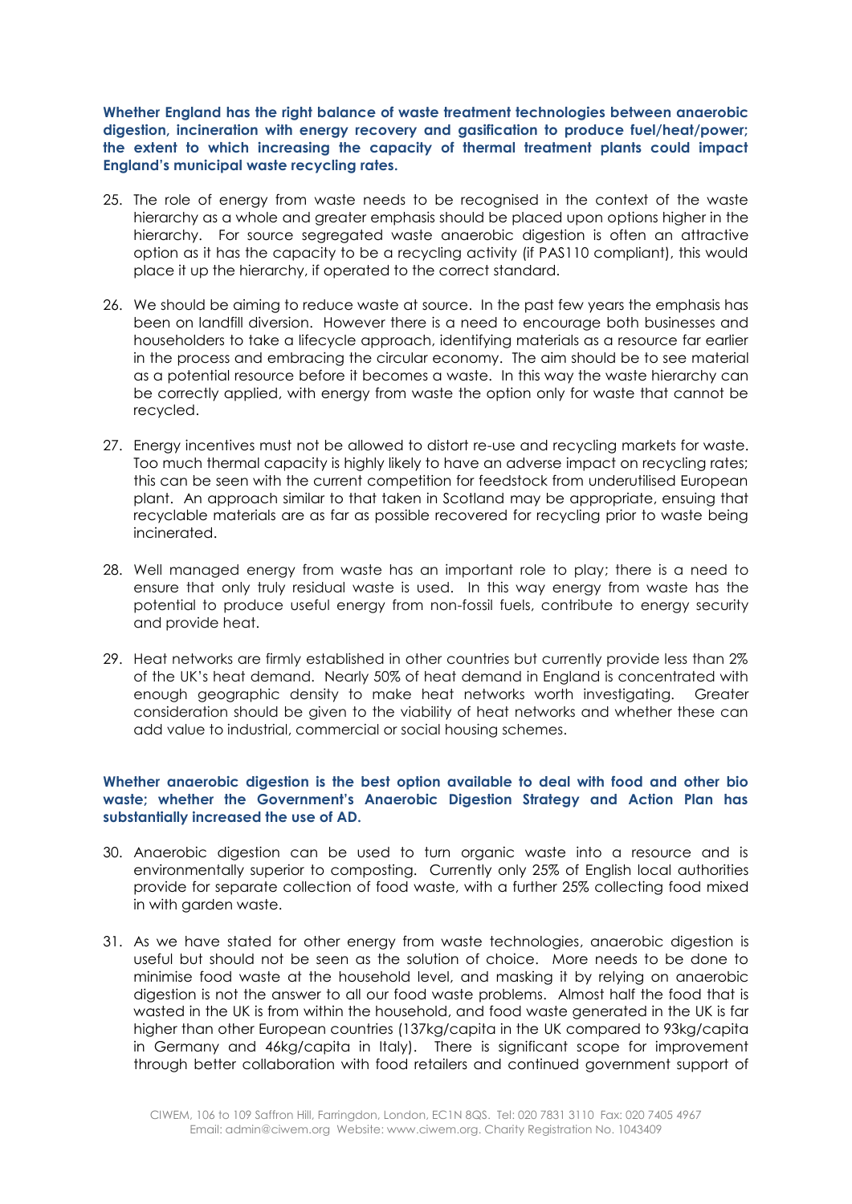**Whether England has the right balance of waste treatment technologies between anaerobic digestion, incineration with energy recovery and gasification to produce fuel/heat/power; the extent to which increasing the capacity of thermal treatment plants could impact England's municipal waste recycling rates.**

25. The role of energy from waste needs to be recognised in the context of the waste hierarchy as a whole and greater emphasis should be placed upon options higher in the hierarchy. For source segregated waste anaerobic digestion is often an attractive option as it has the capacity to be a recycling activity (if PAS110 compliant), this would place it up the hierarchy, if operated to the correct standard.

26. We should be aiming to reduce waste at source. In the past few years the emphasis has been on landfill diversion. However there is a need to encourage both businesses and householders to take a lifecycle approach, identifying materials as a resource far earlier in the process and embracing the circular economy. The aim should be to see material as a potential resource before it becomes a waste. In this way the waste hierarchy can be correctly applied, with energy from waste the option only for waste that cannot be recycled.

27. Energy incentives must not be allowed to distort re-use and recycling markets for waste. Too much thermal capacity is highly likely to have an adverse impact on recycling rates; this can be seen with the current competition for feedstock from underutilised European plant. An approach similar to that taken in Scotland may be appropriate, ensuing that recyclable materials are as far as possible recovered for recycling prior to waste being incinerated.

28. Well managed energy from waste has an important role to play; there is a need to ensure that only truly residual waste is used. In this way energy from waste has the potential to produce useful energy from non-fossil fuels, contribute to energy security and provide heat.

29. Heat networks are firmly established in other countries but currently provide less than 2% of the UK's heat demand. Nearly 50% of heat demand in England is concentrated with enough geographic density to make heat networks worth investigating. Greater consideration should be given to the viability of heat networks and whether these can add value to industrial, commercial or social housing schemes.

**Whether anaerobic digestion is the best option available to deal with food and other bio waste; whether the Government's Anaerobic Digestion Strategy and Action Plan has substantially increased the use of AD.**

30. Anaerobic digestion can be used to turn organic waste into a resource and is environmentally superior to composting. Currently only 25% of English local authorities provide for separate collection of food waste, with a further 25% collecting food mixed in with garden waste.

31. As we have stated for other energy from waste technologies, anaerobic digestion is useful but should not be seen as the solution of choice. More needs to be done to minimise food waste at the household level, and masking it by relying on anaerobic digestion is not the answer to all our food waste problems. Almost half the food that is wasted in the UK is from within the household, and food waste generated in the UK is far higher than other European countries (137kg/capita in the UK compared to 93kg/capita in Germany and 46kg/capita in Italy). There is significant scope for improvement through better collaboration with food retailers and continued government support of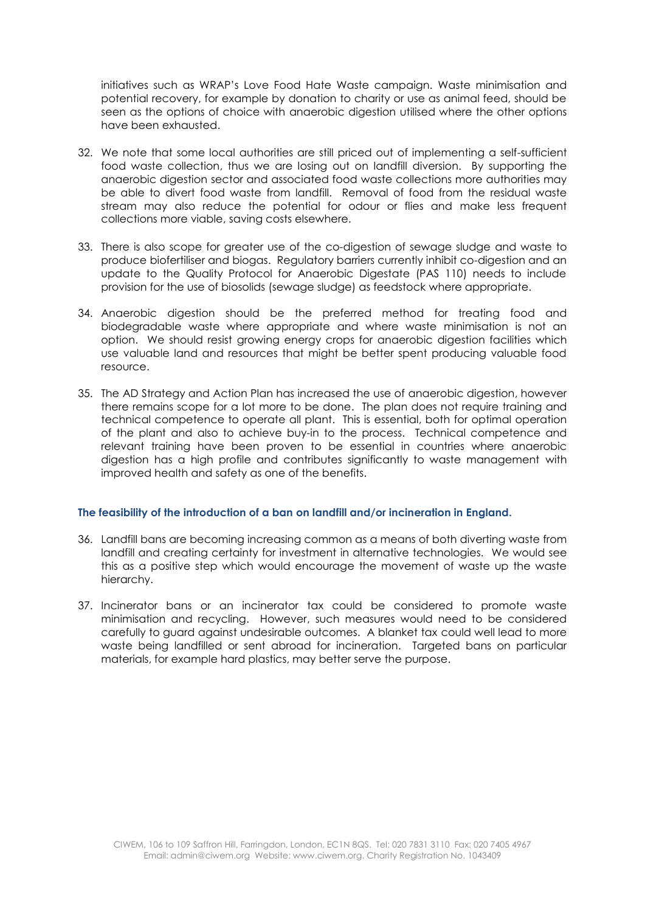initiatives such as WRAP's Love Food Hate Waste campaign. Waste minimisation and potential recovery, for example by donation to charity or use as animal feed, should be seen as the options of choice with anaerobic digestion utilised where the other options have been exhausted.

32. We note that some local authorities are still priced out of implementing a self-sufficient food waste collection, thus we are losing out on landfill diversion. By supporting the anaerobic digestion sector and associated food waste collections more authorities may be able to divert food waste from landfill. Removal of food from the residual waste stream may also reduce the potential for odour or flies and make less frequent collections more viable, saving costs elsewhere.

33. There is also scope for greater use of the co-digestion of sewage sludge and waste to produce biofertiliser and biogas. Regulatory barriers currently inhibit co-digestion and an update to the Quality Protocol for Anaerobic Digestate (PAS 110) needs to include provision for the use of biosolids (sewage sludge) as feedstock where appropriate.

34. Anaerobic digestion should be the preferred method for treating food and biodegradable waste where appropriate and where waste minimisation is not an option. We should resist growing energy crops for anaerobic digestion facilities which use valuable land and resources that might be better spent producing valuable food resource.

35. The AD Strategy and Action Plan has increased the use of anaerobic digestion, however there remains scope for a lot more to be done. The plan does not require training and technical competence to operate all plant. This is essential, both for optimal operation of the plant and also to achieve buy-in to the process. Technical competence and relevant training have been proven to be essential in countries where anaerobic digestion has a high profile and contributes significantly to waste management with improved health and safety as one of the benefits.

**The feasibility of the introduction of a ban on landfill and/or incineration in England.**

36. Landfill bans are becoming increasing common as a means of both diverting waste from landfill and creating certainty for investment in alternative technologies. We would see this as a positive step which would encourage the movement of waste up the waste hierarchy.

37. Incinerator bans or an incinerator tax could be considered to promote waste minimisation and recycling. However, such measures would need to be considered carefully to guard against undesirable outcomes. A blanket tax could well lead to more waste being landfilled or sent abroad for incineration. Targeted bans on particular materials, for example hard plastics, may better serve the purpose.